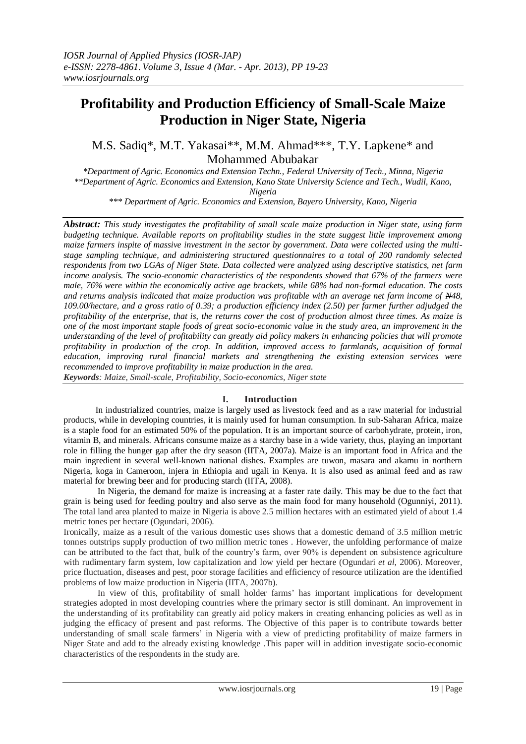*IOSR Journal of Applied Physics (IOSR-JAP)*
*e-ISSN: 2278-4861. Volume 3, Issue 4 (Mar. - Apr. 2013), PP 19-23*
*www.iosrjournals.org*

# Profitability and Production Efficiency of Small-Scale Maize Production in Niger State, Nigeria

M.S. Sadiq*, M.T. Yakasai**, M.M. Ahmad***, T.Y. Lapkene* and Mohammed Abubakar

*\*Department of Agric. Economics and Extension Techn., Federal University of Tech., Minna, Nigeria*
*\*\*Department of Agric. Economics and Extension, Kano State University Science and Tech., Wudil, Kano, Nigeria*
*\*\*\* Department of Agric. Economics and Extension, Bayero University, Kano, Nigeria*

***Abstract:*** *This study investigates the profitability of small scale maize production in Niger state, using farm budgeting technique. Available reports on profitability studies in the state suggest little improvement among maize farmers inspite of massive investment in the sector by government. Data were collected using the multi-stage sampling technique, and administering structured questionnaires to a total of 200 randomly selected respondents from two LGAs of Niger State. Data collected were analyzed using descriptive statistics, net farm income analysis. The socio-economic characteristics of the respondents showed that 67% of the farmers were male, 76% were within the economically active age brackets, while 68% had non-formal education. The costs and returns analysis indicated that maize production was profitable with an average net farm income of ₦48, 109.00/hectare, and a gross ratio of 0.39; a production efficiency index (2.50) per farmer further adjudged the profitability of the enterprise, that is, the returns cover the cost of production almost three times. As maize is one of the most important staple foods of great socio-economic value in the study area, an improvement in the understanding of the level of profitability can greatly aid policy makers in creating enhancing policies that will promote profitability in production of the crop. In addition, improved access to farmlands, acquisition of formal education, improving rural financial markets and strengthening the existing extension services were recommended to improve profitability in maize production in the area.*

***Keywords****: Maize, Small-scale, Profitability, Socio-economics, Niger state*

## I. Introduction

In industrialized countries, maize is largely used as livestock feed and as a raw material for industrial products, while in developing countries, it is mainly used for human consumption. In sub-Saharan Africa, maize is a staple food for an estimated 50% of the population. It is an important source of carbohydrate, protein, iron, vitamin B, and minerals. Africans consume maize as a starchy base in a wide variety, thus, playing an important role in filling the hunger gap after the dry season (IITA, 2007a). Maize is an important food in Africa and the main ingredient in several well-known national dishes. Examples are tuwon, masara and akamu in northern Nigeria, koga in Cameroon, injera in Ethiopia and ugali in Kenya. It is also used as animal feed and as raw material for brewing beer and for producing starch (IITA, 2008).

In Nigeria, the demand for maize is increasing at a faster rate daily. This may be due to the fact that grain is being used for feeding poultry and also serve as the main food for many household (Ogunniyi, 2011). The total land area planted to maize in Nigeria is above 2.5 million hectares with an estimated yield of about 1.4 metric tones per hectare (Ogundari, 2006).

Ironically, maize as a result of the various domestic uses shows that a domestic demand of 3.5 million metric tonnes outstrips supply production of two million metric tones . However, the unfolding performance of maize can be attributed to the fact that, bulk of the country's farm, over 90% is dependent on subsistence agriculture with rudimentary farm system, low capitalization and low yield per hectare (Ogundari *et al*, 2006). Moreover, price fluctuation, diseases and pest, poor storage facilities and efficiency of resource utilization are the identified problems of low maize production in Nigeria (IITA, 2007b).

In view of this, profitability of small holder farms' has important implications for development strategies adopted in most developing countries where the primary sector is still dominant. An improvement in the understanding of its profitability can greatly aid policy makers in creating enhancing policies as well as in judging the efficacy of present and past reforms. The Objective of this paper is to contribute towards better understanding of small scale farmers' in Nigeria with a view of predicting profitability of maize farmers in Niger State and add to the already existing knowledge .This paper will in addition investigate socio-economic characteristics of the respondents in the study are.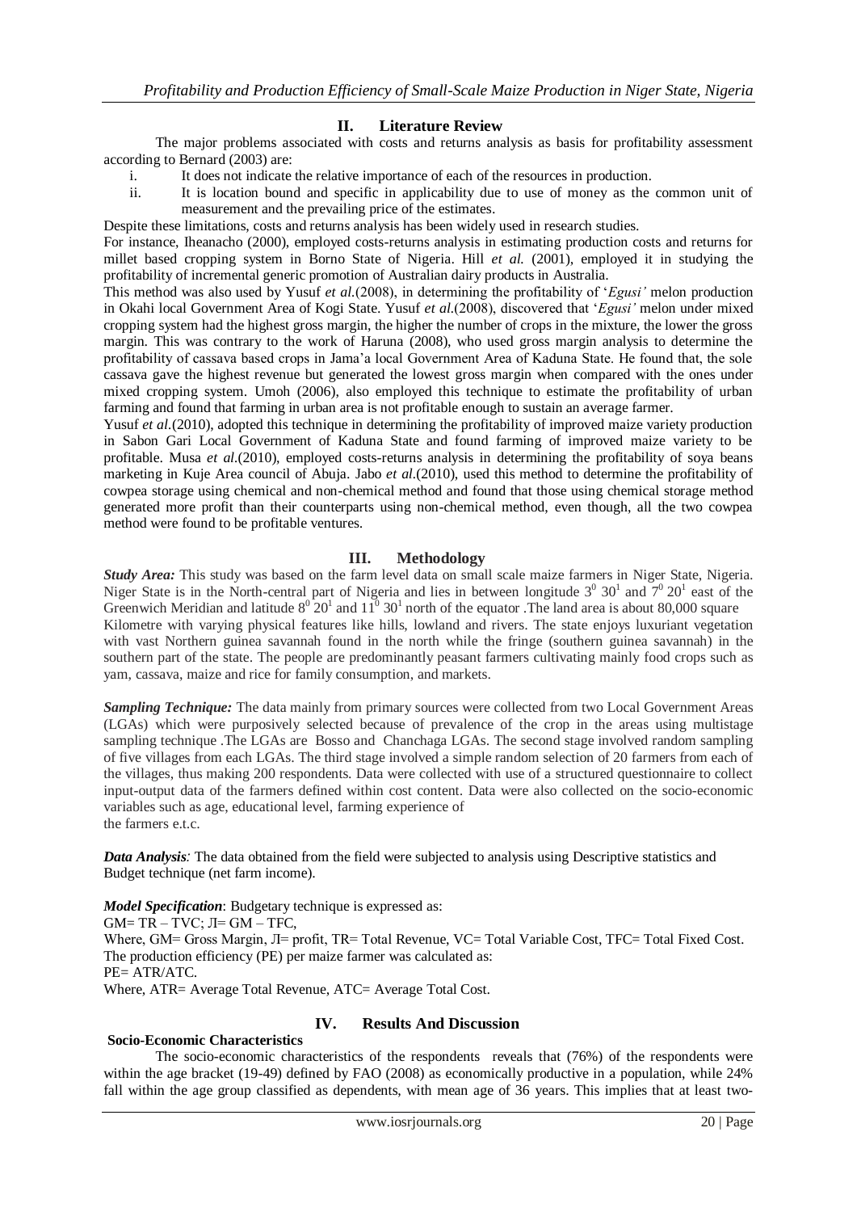## II. Literature Review

The major problems associated with costs and returns analysis as basis for profitability assessment according to Bernard (2003) are:

i. It does not indicate the relative importance of each of the resources in production.
ii. It is location bound and specific in applicability due to use of money as the common unit of measurement and the prevailing price of the estimates.

Despite these limitations, costs and returns analysis has been widely used in research studies.

For instance, Iheanacho (2000), employed costs-returns analysis in estimating production costs and returns for millet based cropping system in Borno State of Nigeria. Hill *et al.* (2001), employed it in studying the profitability of incremental generic promotion of Australian dairy products in Australia.

This method was also used by Yusuf *et al.*(2008), in determining the profitability of '*Egusi'* melon production in Okahi local Government Area of Kogi State. Yusuf *et al.*(2008), discovered that '*Egusi'* melon under mixed cropping system had the highest gross margin, the higher the number of crops in the mixture, the lower the gross margin. This was contrary to the work of Haruna (2008), who used gross margin analysis to determine the profitability of cassava based crops in Jama'a local Government Area of Kaduna State. He found that, the sole cassava gave the highest revenue but generated the lowest gross margin when compared with the ones under mixed cropping system. Umoh (2006), also employed this technique to estimate the profitability of urban farming and found that farming in urban area is not profitable enough to sustain an average farmer.

Yusuf *et al.*(2010), adopted this technique in determining the profitability of improved maize variety production in Sabon Gari Local Government of Kaduna State and found farming of improved maize variety to be profitable. Musa *et al.*(2010), employed costs-returns analysis in determining the profitability of soya beans marketing in Kuje Area council of Abuja. Jabo *et al.*(2010), used this method to determine the profitability of cowpea storage using chemical and non-chemical method and found that those using chemical storage method generated more profit than their counterparts using non-chemical method, even though, all the two cowpea method were found to be profitable ventures.

## III. Methodology

***Study Area:*** This study was based on the farm level data on small scale maize farmers in Niger State, Nigeria. Niger State is in the North-central part of Nigeria and lies in between longitude $3^0\ 30^1$ and $7^0\ 20^1$ east of the Greenwich Meridian and latitude $8^0\ 20^1$ and $11^0\ 30^1$ north of the equator .The land area is about 80,000 square Kilometre with varying physical features like hills, lowland and rivers. The state enjoys luxuriant vegetation with vast Northern guinea savannah found in the north while the fringe (southern guinea savannah) in the southern part of the state. The people are predominantly peasant farmers cultivating mainly food crops such as yam, cassava, maize and rice for family consumption, and markets.

***Sampling Technique:*** The data mainly from primary sources were collected from two Local Government Areas (LGAs) which were purposively selected because of prevalence of the crop in the areas using multistage sampling technique .The LGAs are Bosso and Chanchaga LGAs. The second stage involved random sampling of five villages from each LGAs. The third stage involved a simple random selection of 20 farmers from each of the villages, thus making 200 respondents. Data were collected with use of a structured questionnaire to collect input-output data of the farmers defined within cost content. Data were also collected on the socio-economic variables such as age, educational level, farming experience of the farmers e.t.c.

***Data Analysis:*** The data obtained from the field were subjected to analysis using Descriptive statistics and Budget technique (net farm income).

***Model Specification***: Budgetary technique is expressed as:

GM= TR – TVC; Л= GM – TFC,

Where, GM= Gross Margin, Л= profit, TR= Total Revenue, VC= Total Variable Cost, TFC= Total Fixed Cost. The production efficiency (PE) per maize farmer was calculated as:

PE= ATR/ATC.

Where, ATR= Average Total Revenue, ATC= Average Total Cost.

## IV. Results And Discussion

**Socio-Economic Characteristics**

The socio-economic characteristics of the respondents reveals that (76%) of the respondents were within the age bracket (19-49) defined by FAO (2008) as economically productive in a population, while 24% fall within the age group classified as dependents, with mean age of 36 years. This implies that at least two-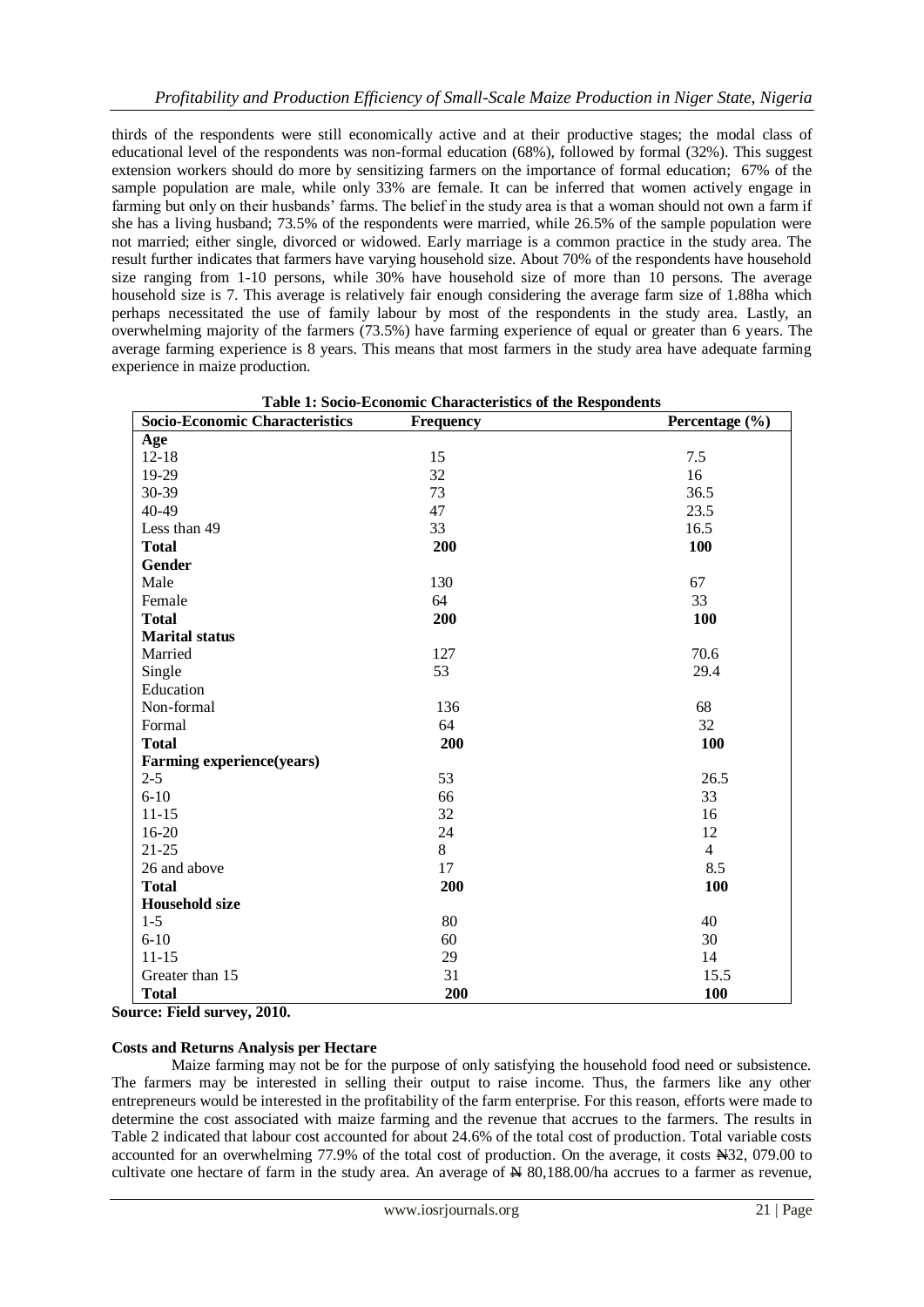thirds of the respondents were still economically active and at their productive stages; the modal class of educational level of the respondents was non-formal education (68%), followed by formal (32%). This suggest extension workers should do more by sensitizing farmers on the importance of formal education; 67% of the sample population are male, while only 33% are female. It can be inferred that women actively engage in farming but only on their husbands' farms. The belief in the study area is that a woman should not own a farm if she has a living husband; 73.5% of the respondents were married, while 26.5% of the sample population were not married; either single, divorced or widowed. Early marriage is a common practice in the study area. The result further indicates that farmers have varying household size. About 70% of the respondents have household size ranging from 1-10 persons, while 30% have household size of more than 10 persons. The average household size is 7. This average is relatively fair enough considering the average farm size of 1.88ha which perhaps necessitated the use of family labour by most of the respondents in the study area. Lastly, an overwhelming majority of the farmers (73.5%) have farming experience of equal or greater than 6 years. The average farming experience is 8 years. This means that most farmers in the study area have adequate farming experience in maize production.

**Table 1: Socio-Economic Characteristics of the Respondents**

| Socio-Economic Characteristics | Frequency | Percentage (%) |
|---|---|---|
| **Age** | | |
| 12-18 | 15 | 7.5 |
| 19-29 | 32 | 16 |
| 30-39 | 73 | 36.5 |
| 40-49 | 47 | 23.5 |
| Less than 49 | 33 | 16.5 |
| **Total** | **200** | **100** |
| **Gender** | | |
| Male | 130 | 67 |
| Female | 64 | 33 |
| **Total** | **200** | **100** |
| **Marital status** | | |
| Married | 127 | 70.6 |
| Single | 53 | 29.4 |
| Education | | |
| Non-formal | 136 | 68 |
| Formal | 64 | 32 |
| **Total** | **200** | **100** |
| **Farming experience(years)** | | |
| 2-5 | 53 | 26.5 |
| 6-10 | 66 | 33 |
| 11-15 | 32 | 16 |
| 16-20 | 24 | 12 |
| 21-25 | 8 | 4 |
| 26 and above | 17 | 8.5 |
| **Total** | **200** | **100** |
| **Household size** | | |
| 1-5 | 80 | 40 |
| 6-10 | 60 | 30 |
| 11-15 | 29 | 14 |
| Greater than 15 | 31 | 15.5 |
| **Total** | **200** | **100** |

**Source: Field survey, 2010.**

**Costs and Returns Analysis per Hectare**

Maize farming may not be for the purpose of only satisfying the household food need or subsistence. The farmers may be interested in selling their output to raise income. Thus, the farmers like any other entrepreneurs would be interested in the profitability of the farm enterprise. For this reason, efforts were made to determine the cost associated with maize farming and the revenue that accrues to the farmers. The results in Table 2 indicated that labour cost accounted for about 24.6% of the total cost of production. Total variable costs accounted for an overwhelming 77.9% of the total cost of production. On the average, it costs ₦32, 079.00 to cultivate one hectare of farm in the study area. An average of ₦ 80,188.00/ha accrues to a farmer as revenue,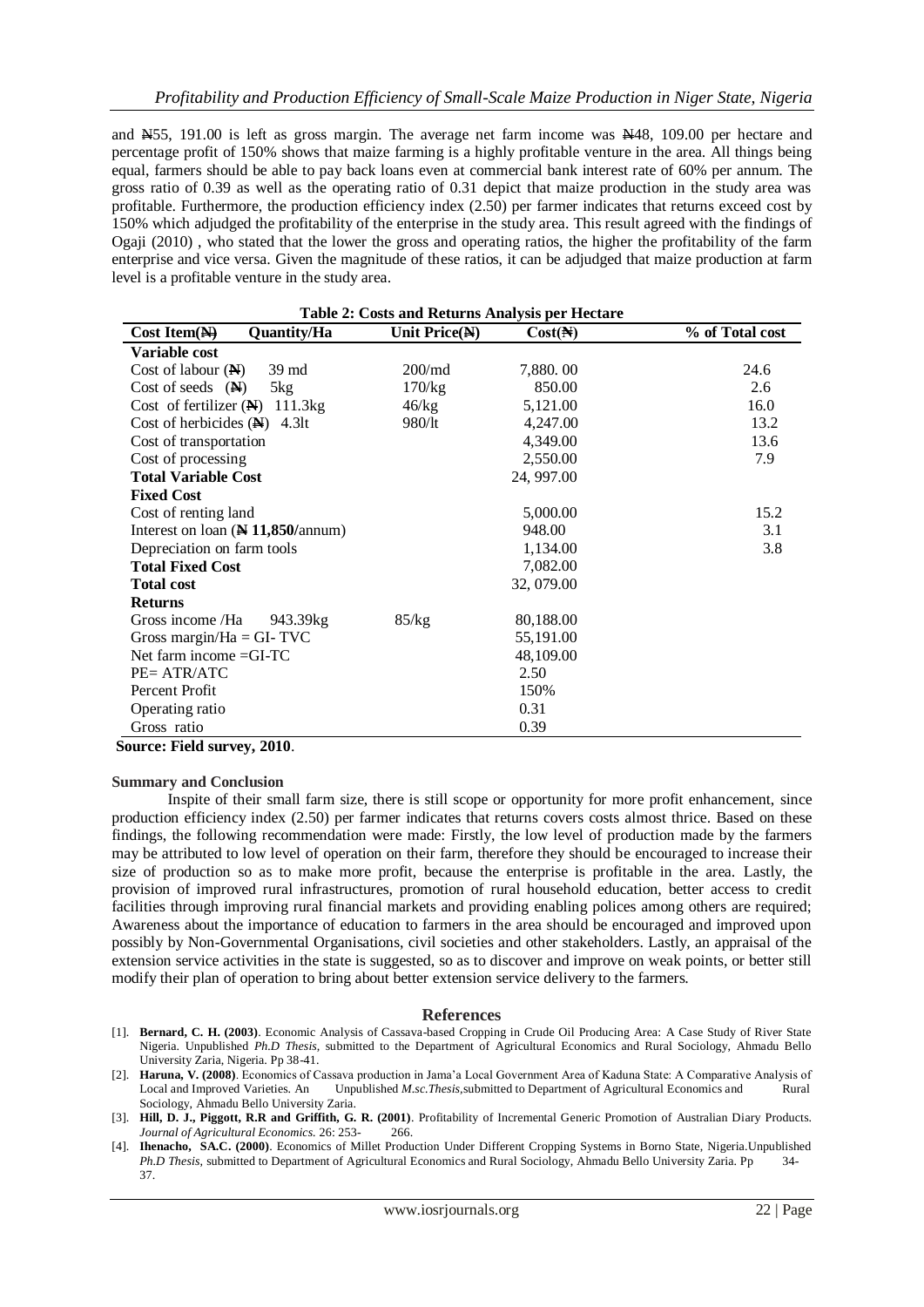and ₦55, 191.00 is left as gross margin. The average net farm income was ₦48, 109.00 per hectare and percentage profit of 150% shows that maize farming is a highly profitable venture in the area. All things being equal, farmers should be able to pay back loans even at commercial bank interest rate of 60% per annum. The gross ratio of 0.39 as well as the operating ratio of 0.31 depict that maize production in the study area was profitable. Furthermore, the production efficiency index (2.50) per farmer indicates that returns exceed cost by 150% which adjudged the profitability of the enterprise in the study area. This result agreed with the findings of Ogaji (2010) , who stated that the lower the gross and operating ratios, the higher the profitability of the farm enterprise and vice versa. Given the magnitude of these ratios, it can be adjudged that maize production at farm level is a profitable venture in the study area.

**Table 2: Costs and Returns Analysis per Hectare**

| Cost Item(₦) | Quantity/Ha | Unit Price(₦) | Cost(₦) | % of Total cost |
|---|---|---|---|---|
| **Variable cost** | | | | |
| Cost of labour (₦) | 39 md | 200/md | 7,880. 00 | 24.6 |
| Cost of seeds (₦) | 5kg | 170/kg | 850.00 | 2.6 |
| Cost of fertilizer (₦) | 111.3kg | 46/kg | 5,121.00 | 16.0 |
| Cost of herbicides (₦) | 4.3lt | 980/lt | 4,247.00 | 13.2 |
| Cost of transportation | | | 4,349.00 | 13.6 |
| Cost of processing | | | 2,550.00 | 7.9 |
| **Total Variable Cost** | | | 24, 997.00 | |
| **Fixed Cost** | | | | |
| Cost of renting land | | | 5,000.00 | 15.2 |
| Interest on loan (**₦ 11,850**/annum) | | | 948.00 | 3.1 |
| Depreciation on farm tools | | | 1,134.00 | 3.8 |
| **Total Fixed Cost** | | | 7,082.00 | |
| **Total cost** | | | 32, 079.00 | |
| **Returns** | | | | |
| Gross income /Ha | 943.39kg | 85/kg | 80,188.00 | |
| Gross margin/Ha = GI- TVC | | | 55,191.00 | |
| Net farm income =GI-TC | | | 48,109.00 | |
| PE= ATR/ATC | | | 2.50 | |
| Percent Profit | | | 150% | |
| Operating ratio | | | 0.31 | |
| Gross ratio | | | 0.39 | |

**Source: Field survey, 2010**.

### Summary and Conclusion

Inspite of their small farm size, there is still scope or opportunity for more profit enhancement, since production efficiency index (2.50) per farmer indicates that returns covers costs almost thrice. Based on these findings, the following recommendation were made: Firstly, the low level of production made by the farmers may be attributed to low level of operation on their farm, therefore they should be encouraged to increase their size of production so as to make more profit, because the enterprise is profitable in the area. Lastly, the provision of improved rural infrastructures, promotion of rural household education, better access to credit facilities through improving rural financial markets and providing enabling polices among others are required; Awareness about the importance of education to farmers in the area should be encouraged and improved upon possibly by Non-Governmental Organisations, civil societies and other stakeholders. Lastly, an appraisal of the extension service activities in the state is suggested, so as to discover and improve on weak points, or better still modify their plan of operation to bring about better extension service delivery to the farmers.

## References

[1]. **Bernard, C. H. (2003)**. Economic Analysis of Cassava-based Cropping in Crude Oil Producing Area: A Case Study of River State Nigeria. Unpublished *Ph.D Thesis*, submitted to the Department of Agricultural Economics and Rural Sociology, Ahmadu Bello University Zaria, Nigeria. Pp 38-41.

[2]. **Haruna, V. (2008)**. Economics of Cassava production in Jama'a Local Government Area of Kaduna State: A Comparative Analysis of Local and Improved Varieties. An Unpublished *M.sc.Thesis,*submitted to Department of Agricultural Economics and Rural Sociology, Ahmadu Bello University Zaria.

[3]. **Hill, D. J., Piggott, R.R and Griffith, G. R. (2001)**. Profitability of Incremental Generic Promotion of Australian Diary Products. *Journal of Agricultural Economics*. 26: 253- 266.

[4]. **Ihenacho, SA.C. (2000)**. Economics of Millet Production Under Different Cropping Systems in Borno State, Nigeria.Unpublished *Ph.D Thesis*, submitted to Department of Agricultural Economics and Rural Sociology, Ahmadu Bello University Zaria. Pp 34-37.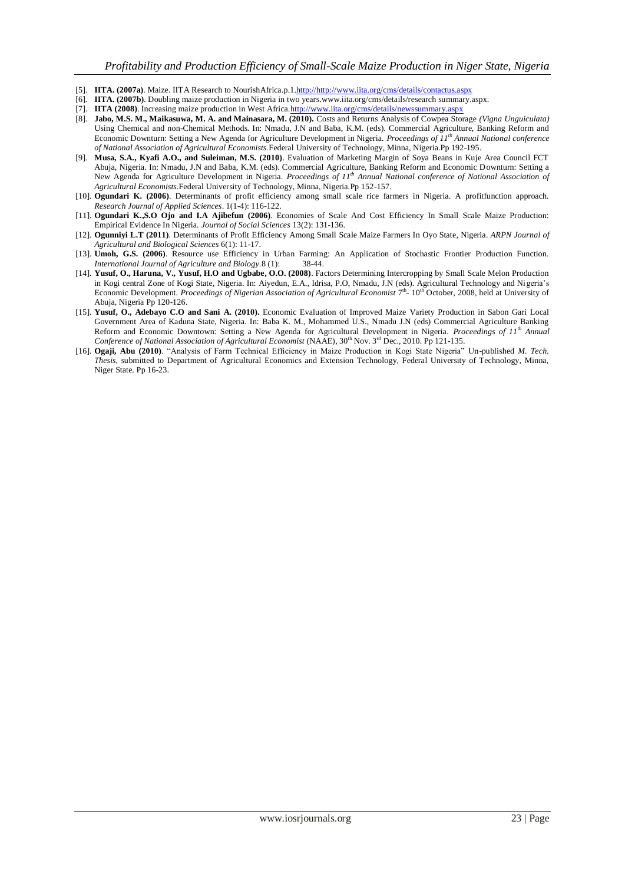[5]. **IITA. (2007a)**. Maize. IITA Research to NourishAfrica.p.1.http://http://www.iita.org/cms/details/contactus.aspx

[6]. **IITA. (2007b)**. Doubling maize production in Nigeria in two years.www.iita.org/cms/details/research summary.aspx.

[7]. **IITA (2008)**. Increasing maize production in West Africa.http://www.iita.org/cms/details/newssummary.aspx

[8]. **Jabo, M.S. M., Maikasuwa, M. A. and Mainasara, M. (2010).** Costs and Returns Analysis of Cowpea Storage *(Vigna Unguiculata)* Using Chemical and non-Chemical Methods. In: Nmadu, J.N and Baba, K.M. (eds). Commercial Agriculture, Banking Reform and Economic Downturn: Setting a New Agenda for Agriculture Development in Nigeria. *Proceedings of 11th Annual National conference of National Association of Agricultural Economists.*Federal University of Technology, Minna, Nigeria.Pp 192-195.

[9]. **Musa, S.A., Kyafi A.O., and Suleiman, M.S. (2010)**. Evaluation of Marketing Margin of Soya Beans in Kuje Area Council FCT Abuja, Nigeria. In: Nmadu, J.N and Baba, K.M. (eds). Commercial Agriculture, Banking Reform and Economic Downturn: Setting a New Agenda for Agriculture Development in Nigeria. *Proceedings of 11th Annual National conference of National Association of Agricultural Economists.*Federal University of Technology, Minna, Nigeria.Pp 152-157.

[10]. **Ogundari K. (2006)**. Determinants of profit efficiency among small scale rice farmers in Nigeria. A profitfunction approach. *Research Journal of Applied Sciences*. 1(1-4): 116-122.

[11]. **Ogundari K.,S.O Ojo and I.A Ajibefun (2006)**. Economies of Scale And Cost Efficiency In Small Scale Maize Production: Empirical Evidence In Nigeria. *Journal of Social Sciences* 13(2): 131-136.

[12]. **Ogunniyi L.T (2011)**. Determinants of Profit Efficiency Among Small Scale Maize Farmers In Oyo State, Nigeria. *ARPN Journal of Agricultural and Biological Sciences* 6(1): 11-17.

[13]. **Umoh, G.S. (2006)**. Resource use Efficiency in Urban Farming: An Application of Stochastic Frontier Production Function. *International Journal of Agriculture and Biology*.8 (1): 38-44.

[14]. **Yusuf, O., Haruna, V., Yusuf, H.O and Ugbabe, O.O. (2008)**. Factors Determining Intercropping by Small Scale Melon Production in Kogi central Zone of Kogi State, Nigeria. In: Aiyedun, E.A., Idrisa, P.O, Nmadu, J.N (eds). Agricultural Technology and Nigeria's Economic Development. *Proceedings of Nigerian Association of Agricultural Economist* 7th- 10th October, 2008, held at University of Abuja, Nigeria Pp 120-126.

[15]. **Yusuf, O., Adebayo C.O and Sani A. (2010).** Economic Evaluation of Improved Maize Variety Production in Sabon Gari Local Government Area of Kaduna State, Nigeria. In: Baba K. M., Mohammed U.S., Nmadu J.N (eds) Commercial Agriculture Banking Reform and Economic Downtown: Setting a New Agenda for Agricultural Development in Nigeria. *Proceedings of 11th Annual Conference of National Association of Agricultural Economist* (NAAE), 30th Nov. 3rd Dec., 2010. Pp 121-135.

[16]. **Ogaji, Abu (2010)**. "Analysis of Farm Technical Efficiency in Maize Production in Kogi State Nigeria" Un-published *M. Tech. Thesis,* submitted to Department of Agricultural Economics and Extension Technology, Federal University of Technology, Minna, Niger State. Pp 16-23.